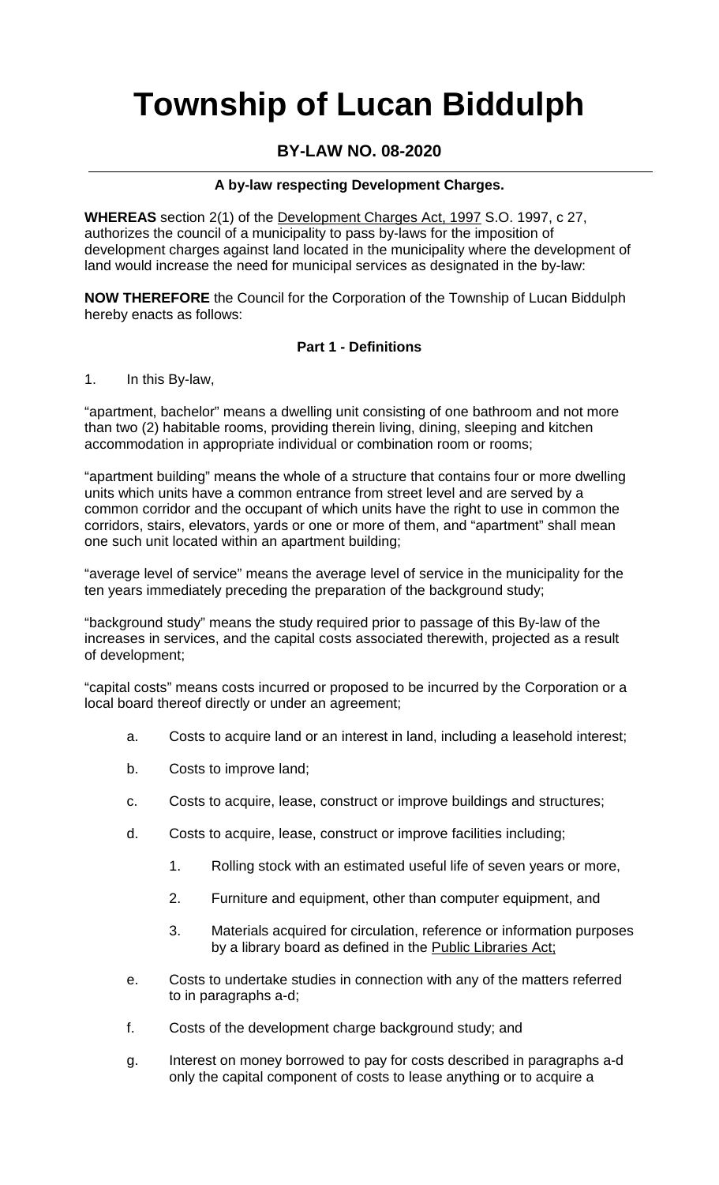# Township of Lucan Biddulph

## BY-LAW NO. 08-2020

**A by-law respecting Development Charges.**

**WHEREAS** section 2(1) of the Development Charges Act, 1997 S.O. 1997, c 27, authorizes the council of a municipality to pass by-laws for the imposition of development charges against land located in the municipality where the development of land would increase the need for municipal services as designated in the by-law:

**NOW THEREFORE** the Council for the Corporation of the Township of Lucan Biddulph hereby enacts as follows:

**Part 1 - Definitions**

1. In this By-law,

"apartment, bachelor" means a dwelling unit consisting of one bathroom and not more than two (2) habitable rooms, providing therein living, dining, sleeping and kitchen accommodation in appropriate individual or combination room or rooms;

"apartment building" means the whole of a structure that contains four or more dwelling units which units have a common entrance from street level and are served by a common corridor and the occupant of which units have the right to use in common the corridors, stairs, elevators, yards or one or more of them, and "apartment" shall mean one such unit located within an apartment building;

"average level of service" means the average level of service in the municipality for the ten years immediately preceding the preparation of the background study;

"background study" means the study required prior to passage of this By-law of the increases in services, and the capital costs associated therewith, projected as a result of development;

"capital costs" means costs incurred or proposed to be incurred by the Corporation or a local board thereof directly or under an agreement;

a. Costs to acquire land or an interest in land, including a leasehold interest;

b. Costs to improve land;

c. Costs to acquire, lease, construct or improve buildings and structures;

d. Costs to acquire, lease, construct or improve facilities including;

   1. Rolling stock with an estimated useful life of seven years or more,

   2. Furniture and equipment, other than computer equipment, and

   3. Materials acquired for circulation, reference or information purposes by a library board as defined in the Public Libraries Act;

e. Costs to undertake studies in connection with any of the matters referred to in paragraphs a-d;

f. Costs of the development charge background study; and

g. Interest on money borrowed to pay for costs described in paragraphs a-d only the capital component of costs to lease anything or to acquire a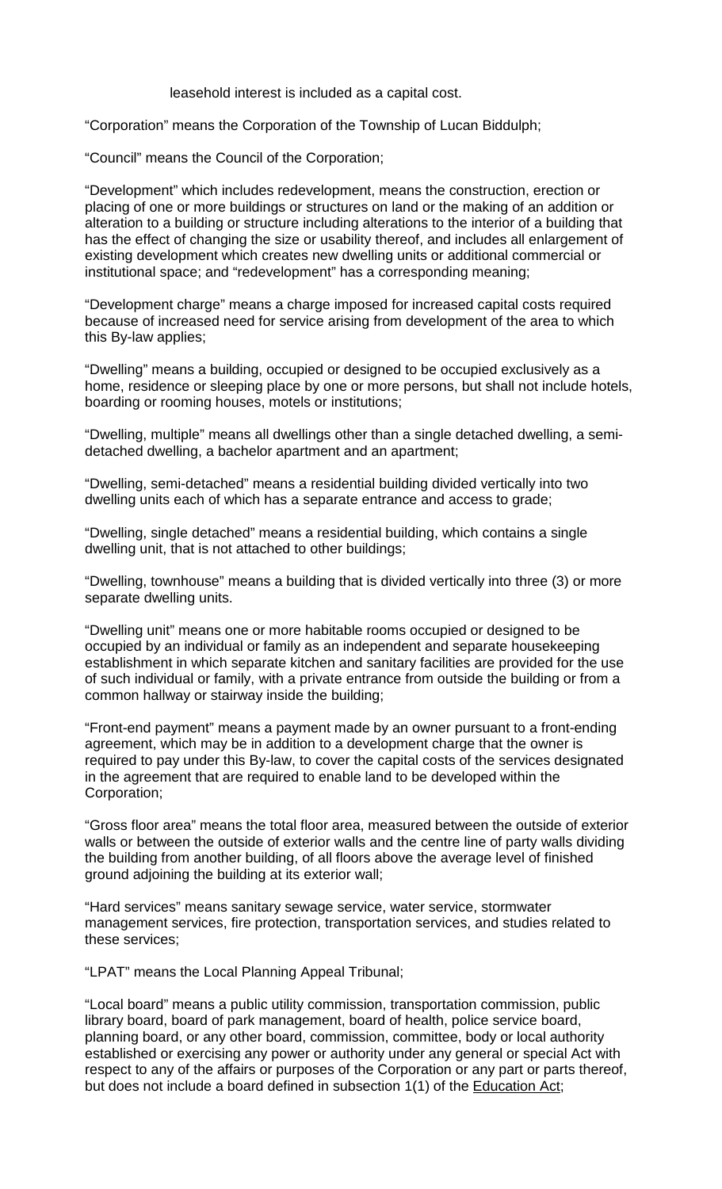leasehold interest is included as a capital cost.

"Corporation" means the Corporation of the Township of Lucan Biddulph;

"Council" means the Council of the Corporation;

"Development" which includes redevelopment, means the construction, erection or placing of one or more buildings or structures on land or the making of an addition or alteration to a building or structure including alterations to the interior of a building that has the effect of changing the size or usability thereof, and includes all enlargement of existing development which creates new dwelling units or additional commercial or institutional space; and "redevelopment" has a corresponding meaning;

"Development charge" means a charge imposed for increased capital costs required because of increased need for service arising from development of the area to which this By-law applies;

"Dwelling" means a building, occupied or designed to be occupied exclusively as a home, residence or sleeping place by one or more persons, but shall not include hotels, boarding or rooming houses, motels or institutions;

"Dwelling, multiple" means all dwellings other than a single detached dwelling, a semi-detached dwelling, a bachelor apartment and an apartment;

"Dwelling, semi-detached" means a residential building divided vertically into two dwelling units each of which has a separate entrance and access to grade;

"Dwelling, single detached" means a residential building, which contains a single dwelling unit, that is not attached to other buildings;

"Dwelling, townhouse" means a building that is divided vertically into three (3) or more separate dwelling units.

"Dwelling unit" means one or more habitable rooms occupied or designed to be occupied by an individual or family as an independent and separate housekeeping establishment in which separate kitchen and sanitary facilities are provided for the use of such individual or family, with a private entrance from outside the building or from a common hallway or stairway inside the building;

"Front-end payment" means a payment made by an owner pursuant to a front-ending agreement, which may be in addition to a development charge that the owner is required to pay under this By-law, to cover the capital costs of the services designated in the agreement that are required to enable land to be developed within the Corporation;

"Gross floor area" means the total floor area, measured between the outside of exterior walls or between the outside of exterior walls and the centre line of party walls dividing the building from another building, of all floors above the average level of finished ground adjoining the building at its exterior wall;

"Hard services" means sanitary sewage service, water service, stormwater management services, fire protection, transportation services, and studies related to these services;

"LPAT" means the Local Planning Appeal Tribunal;

"Local board" means a public utility commission, transportation commission, public library board, board of park management, board of health, police service board, planning board, or any other board, commission, committee, body or local authority established or exercising any power or authority under any general or special Act with respect to any of the affairs or purposes of the Corporation or any part or parts thereof, but does not include a board defined in subsection 1(1) of the Education Act;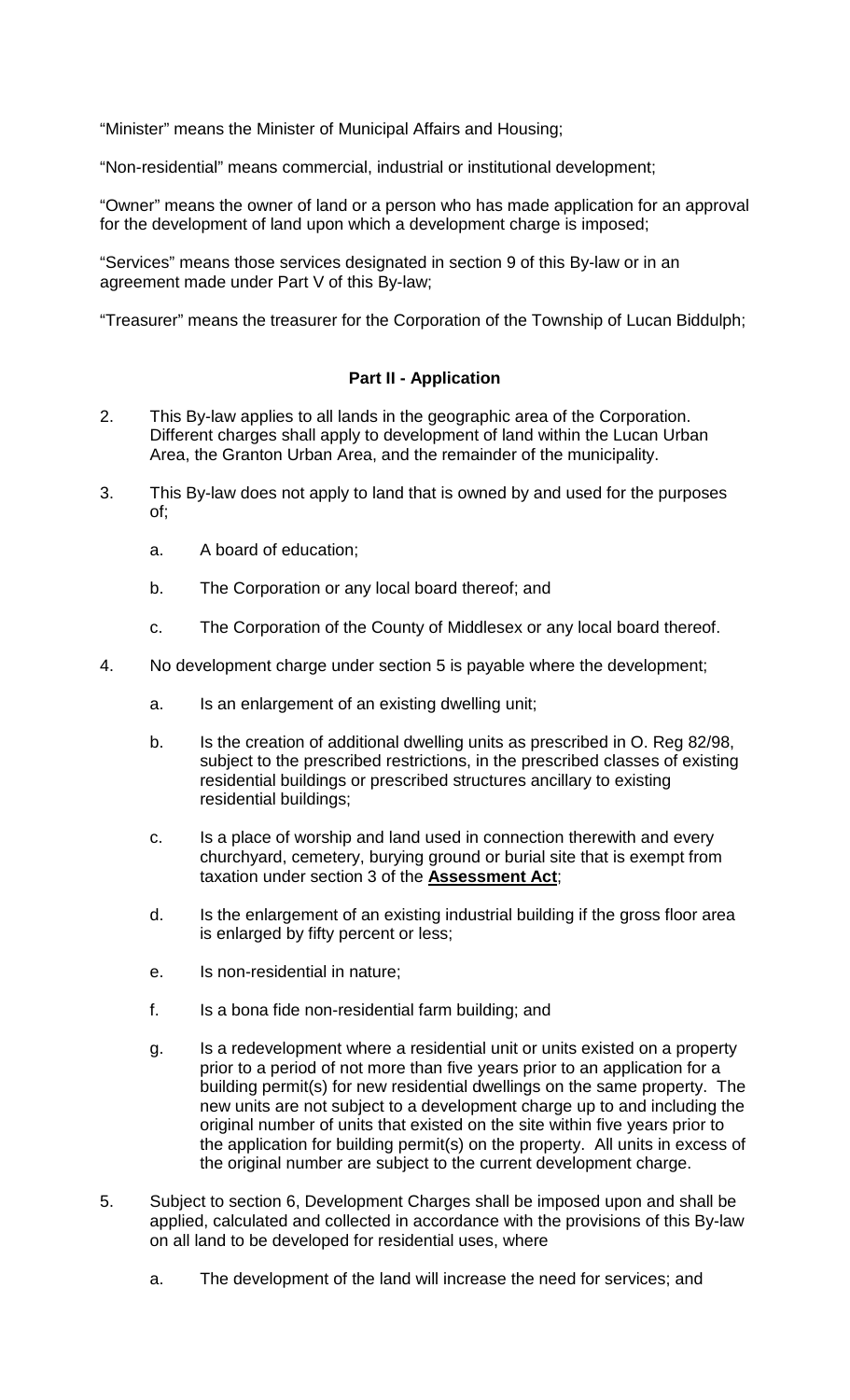"Minister" means the Minister of Municipal Affairs and Housing;

"Non-residential" means commercial, industrial or institutional development;

"Owner" means the owner of land or a person who has made application for an approval for the development of land upon which a development charge is imposed;

"Services" means those services designated in section 9 of this By-law or in an agreement made under Part V of this By-law;

"Treasurer" means the treasurer for the Corporation of the Township of Lucan Biddulph;

**Part II - Application**

2. This By-law applies to all lands in the geographic area of the Corporation. Different charges shall apply to development of land within the Lucan Urban Area, the Granton Urban Area, and the remainder of the municipality.

3. This By-law does not apply to land that is owned by and used for the purposes of;

   a. A board of education;

   b. The Corporation or any local board thereof; and

   c. The Corporation of the County of Middlesex or any local board thereof.

4. No development charge under section 5 is payable where the development;

   a. Is an enlargement of an existing dwelling unit;

   b. Is the creation of additional dwelling units as prescribed in O. Reg 82/98, subject to the prescribed restrictions, in the prescribed classes of existing residential buildings or prescribed structures ancillary to existing residential buildings;

   c. Is a place of worship and land used in connection therewith and every churchyard, cemetery, burying ground or burial site that is exempt from taxation under section 3 of the **Assessment Act**;

   d. Is the enlargement of an existing industrial building if the gross floor area is enlarged by fifty percent or less;

   e. Is non-residential in nature;

   f. Is a bona fide non-residential farm building; and

   g. Is a redevelopment where a residential unit or units existed on a property prior to a period of not more than five years prior to an application for a building permit(s) for new residential dwellings on the same property. The new units are not subject to a development charge up to and including the original number of units that existed on the site within five years prior to the application for building permit(s) on the property. All units in excess of the original number are subject to the current development charge.

5. Subject to section 6, Development Charges shall be imposed upon and shall be applied, calculated and collected in accordance with the provisions of this By-law on all land to be developed for residential uses, where

   a. The development of the land will increase the need for services; and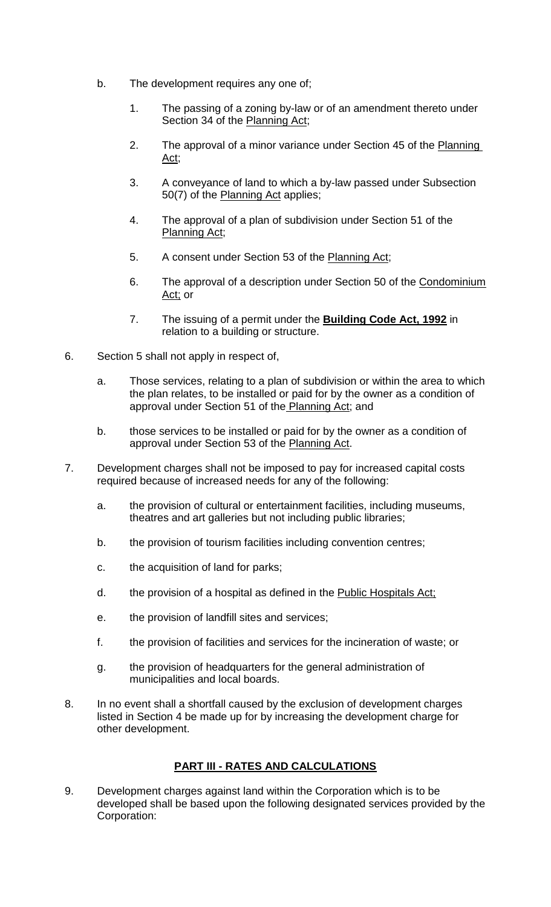b. The development requires any one of;

   1. The passing of a zoning by-law or of an amendment thereto under Section 34 of the Planning Act;

   2. The approval of a minor variance under Section 45 of the Planning Act;

   3. A conveyance of land to which a by-law passed under Subsection 50(7) of the Planning Act applies;

   4. The approval of a plan of subdivision under Section 51 of the Planning Act;

   5. A consent under Section 53 of the Planning Act;

   6. The approval of a description under Section 50 of the Condominium Act; or

   7. The issuing of a permit under the **Building Code Act, 1992** in relation to a building or structure.

6. Section 5 shall not apply in respect of,

   a. Those services, relating to a plan of subdivision or within the area to which the plan relates, to be installed or paid for by the owner as a condition of approval under Section 51 of the Planning Act; and

   b. those services to be installed or paid for by the owner as a condition of approval under Section 53 of the Planning Act.

7. Development charges shall not be imposed to pay for increased capital costs required because of increased needs for any of the following:

   a. the provision of cultural or entertainment facilities, including museums, theatres and art galleries but not including public libraries;

   b. the provision of tourism facilities including convention centres;

   c. the acquisition of land for parks;

   d. the provision of a hospital as defined in the Public Hospitals Act;

   e. the provision of landfill sites and services;

   f. the provision of facilities and services for the incineration of waste; or

   g. the provision of headquarters for the general administration of municipalities and local boards.

8. In no event shall a shortfall caused by the exclusion of development charges listed in Section 4 be made up for by increasing the development charge for other development.

## PART III - RATES AND CALCULATIONS

9. Development charges against land within the Corporation which is to be developed shall be based upon the following designated services provided by the Corporation: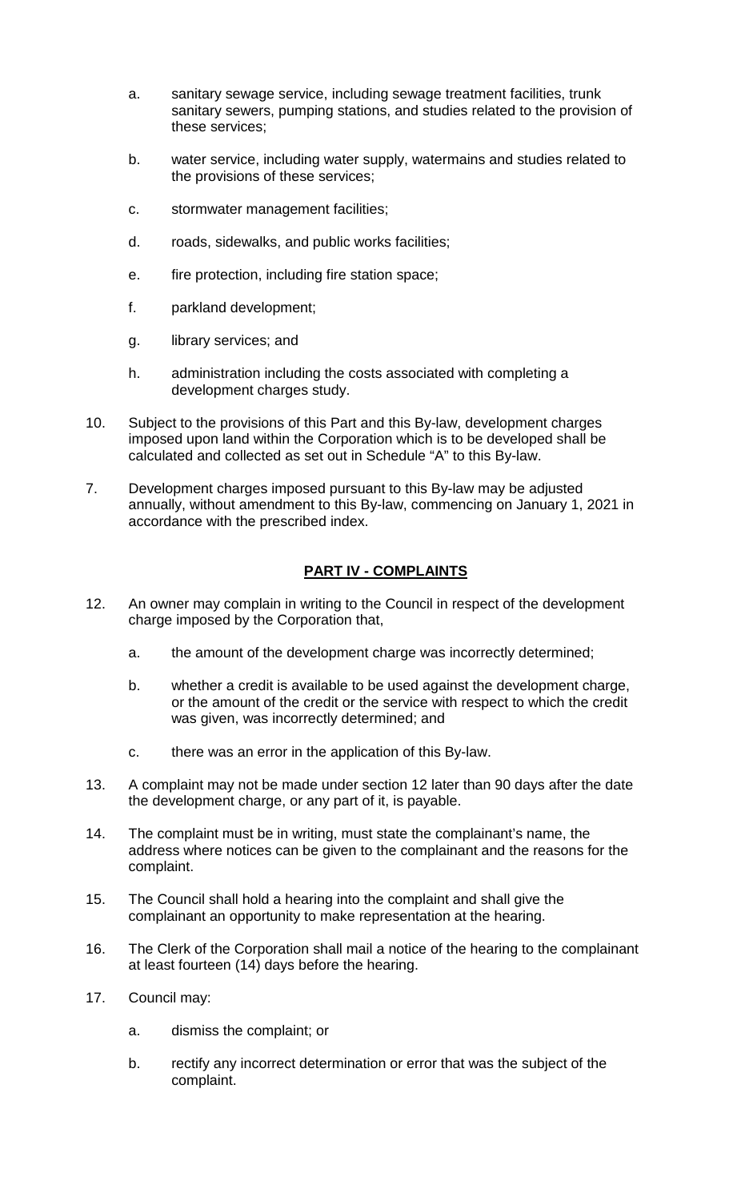a. sanitary sewage service, including sewage treatment facilities, trunk sanitary sewers, pumping stations, and studies related to the provision of these services;

b. water service, including water supply, watermains and studies related to the provisions of these services;

c. stormwater management facilities;

d. roads, sidewalks, and public works facilities;

e. fire protection, including fire station space;

f. parkland development;

g. library services; and

h. administration including the costs associated with completing a development charges study.

10. Subject to the provisions of this Part and this By-law, development charges imposed upon land within the Corporation which is to be developed shall be calculated and collected as set out in Schedule "A" to this By-law.

7. Development charges imposed pursuant to this By-law may be adjusted annually, without amendment to this By-law, commencing on January 1, 2021 in accordance with the prescribed index.

## PART IV - COMPLAINTS

12. An owner may complain in writing to the Council in respect of the development charge imposed by the Corporation that,

    a. the amount of the development charge was incorrectly determined;

    b. whether a credit is available to be used against the development charge, or the amount of the credit or the service with respect to which the credit was given, was incorrectly determined; and

    c. there was an error in the application of this By-law.

13. A complaint may not be made under section 12 later than 90 days after the date the development charge, or any part of it, is payable.

14. The complaint must be in writing, must state the complainant's name, the address where notices can be given to the complainant and the reasons for the complaint.

15. The Council shall hold a hearing into the complaint and shall give the complainant an opportunity to make representation at the hearing.

16. The Clerk of the Corporation shall mail a notice of the hearing to the complainant at least fourteen (14) days before the hearing.

17. Council may:

    a. dismiss the complaint; or

    b. rectify any incorrect determination or error that was the subject of the complaint.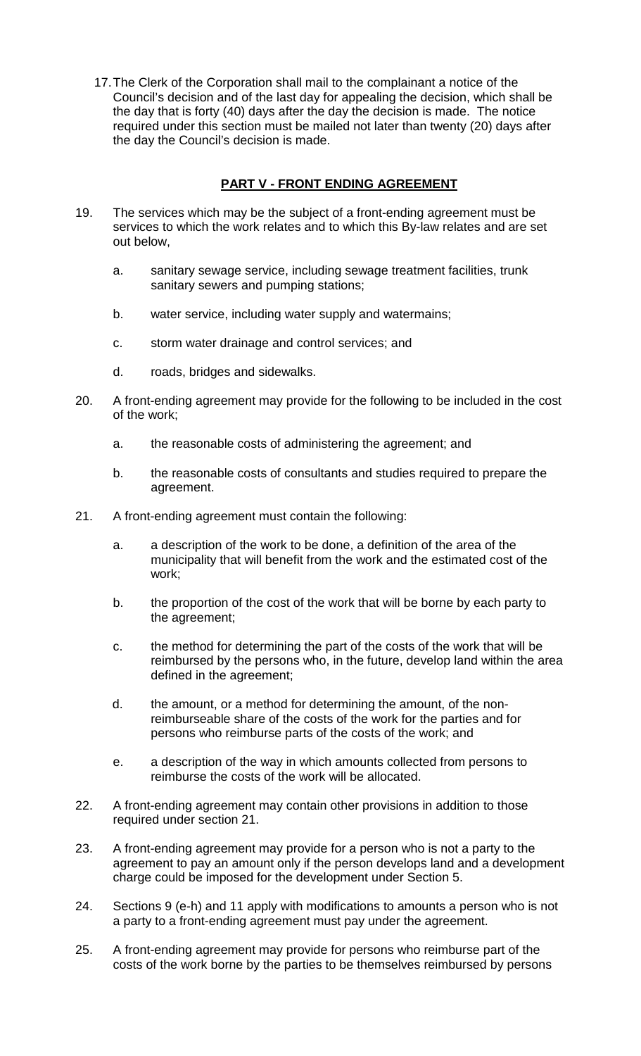17. The Clerk of the Corporation shall mail to the complainant a notice of the Council's decision and of the last day for appealing the decision, which shall be the day that is forty (40) days after the day the decision is made. The notice required under this section must be mailed not later than twenty (20) days after the day the Council's decision is made.

## PART V - FRONT ENDING AGREEMENT

19. The services which may be the subject of a front-ending agreement must be services to which the work relates and to which this By-law relates and are set out below,

    a. sanitary sewage service, including sewage treatment facilities, trunk sanitary sewers and pumping stations;

    b. water service, including water supply and watermains;

    c. storm water drainage and control services; and

    d. roads, bridges and sidewalks.

20. A front-ending agreement may provide for the following to be included in the cost of the work;

    a. the reasonable costs of administering the agreement; and

    b. the reasonable costs of consultants and studies required to prepare the agreement.

21. A front-ending agreement must contain the following:

    a. a description of the work to be done, a definition of the area of the municipality that will benefit from the work and the estimated cost of the work;

    b. the proportion of the cost of the work that will be borne by each party to the agreement;

    c. the method for determining the part of the costs of the work that will be reimbursed by the persons who, in the future, develop land within the area defined in the agreement;

    d. the amount, or a method for determining the amount, of the non-reimburseable share of the costs of the work for the parties and for persons who reimburse parts of the costs of the work; and

    e. a description of the way in which amounts collected from persons to reimburse the costs of the work will be allocated.

22. A front-ending agreement may contain other provisions in addition to those required under section 21.

23. A front-ending agreement may provide for a person who is not a party to the agreement to pay an amount only if the person develops land and a development charge could be imposed for the development under Section 5.

24. Sections 9 (e-h) and 11 apply with modifications to amounts a person who is not a party to a front-ending agreement must pay under the agreement.

25. A front-ending agreement may provide for persons who reimburse part of the costs of the work borne by the parties to be themselves reimbursed by persons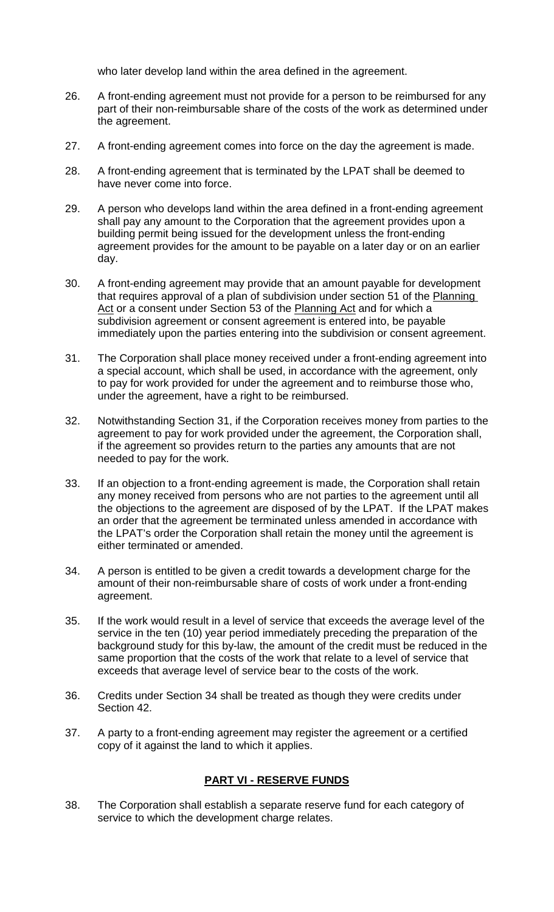who later develop land within the area defined in the agreement.

26. A front-ending agreement must not provide for a person to be reimbursed for any part of their non-reimbursable share of the costs of the work as determined under the agreement.

27. A front-ending agreement comes into force on the day the agreement is made.

28. A front-ending agreement that is terminated by the LPAT shall be deemed to have never come into force.

29. A person who develops land within the area defined in a front-ending agreement shall pay any amount to the Corporation that the agreement provides upon a building permit being issued for the development unless the front-ending agreement provides for the amount to be payable on a later day or on an earlier day.

30. A front-ending agreement may provide that an amount payable for development that requires approval of a plan of subdivision under section 51 of the Planning Act or a consent under Section 53 of the Planning Act and for which a subdivision agreement or consent agreement is entered into, be payable immediately upon the parties entering into the subdivision or consent agreement.

31. The Corporation shall place money received under a front-ending agreement into a special account, which shall be used, in accordance with the agreement, only to pay for work provided for under the agreement and to reimburse those who, under the agreement, have a right to be reimbursed.

32. Notwithstanding Section 31, if the Corporation receives money from parties to the agreement to pay for work provided under the agreement, the Corporation shall, if the agreement so provides return to the parties any amounts that are not needed to pay for the work.

33. If an objection to a front-ending agreement is made, the Corporation shall retain any money received from persons who are not parties to the agreement until all the objections to the agreement are disposed of by the LPAT. If the LPAT makes an order that the agreement be terminated unless amended in accordance with the LPAT's order the Corporation shall retain the money until the agreement is either terminated or amended.

34. A person is entitled to be given a credit towards a development charge for the amount of their non-reimbursable share of costs of work under a front-ending agreement.

35. If the work would result in a level of service that exceeds the average level of the service in the ten (10) year period immediately preceding the preparation of the background study for this by-law, the amount of the credit must be reduced in the same proportion that the costs of the work that relate to a level of service that exceeds that average level of service bear to the costs of the work.

36. Credits under Section 34 shall be treated as though they were credits under Section 42.

37. A party to a front-ending agreement may register the agreement or a certified copy of it against the land to which it applies.

## PART VI - RESERVE FUNDS

38. The Corporation shall establish a separate reserve fund for each category of service to which the development charge relates.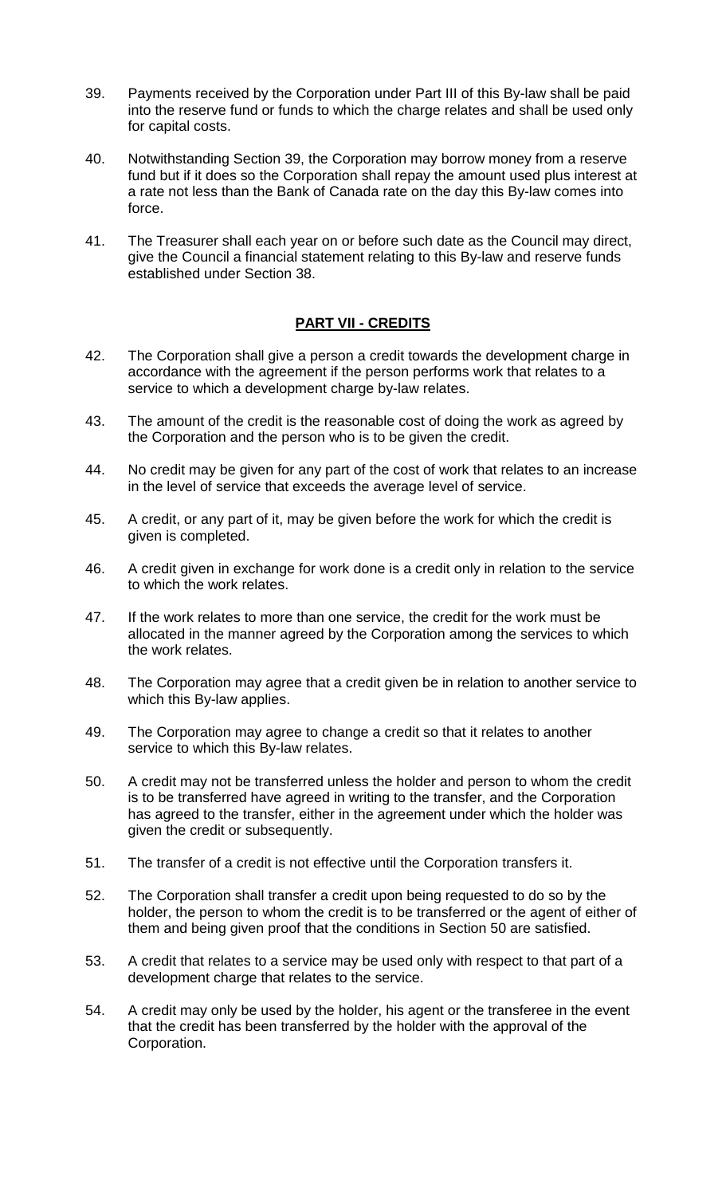39. Payments received by the Corporation under Part III of this By-law shall be paid into the reserve fund or funds to which the charge relates and shall be used only for capital costs.

40. Notwithstanding Section 39, the Corporation may borrow money from a reserve fund but if it does so the Corporation shall repay the amount used plus interest at a rate not less than the Bank of Canada rate on the day this By-law comes into force.

41. The Treasurer shall each year on or before such date as the Council may direct, give the Council a financial statement relating to this By-law and reserve funds established under Section 38.

## PART VII - CREDITS

42. The Corporation shall give a person a credit towards the development charge in accordance with the agreement if the person performs work that relates to a service to which a development charge by-law relates.

43. The amount of the credit is the reasonable cost of doing the work as agreed by the Corporation and the person who is to be given the credit.

44. No credit may be given for any part of the cost of work that relates to an increase in the level of service that exceeds the average level of service.

45. A credit, or any part of it, may be given before the work for which the credit is given is completed.

46. A credit given in exchange for work done is a credit only in relation to the service to which the work relates.

47. If the work relates to more than one service, the credit for the work must be allocated in the manner agreed by the Corporation among the services to which the work relates.

48. The Corporation may agree that a credit given be in relation to another service to which this By-law applies.

49. The Corporation may agree to change a credit so that it relates to another service to which this By-law relates.

50. A credit may not be transferred unless the holder and person to whom the credit is to be transferred have agreed in writing to the transfer, and the Corporation has agreed to the transfer, either in the agreement under which the holder was given the credit or subsequently.

51. The transfer of a credit is not effective until the Corporation transfers it.

52. The Corporation shall transfer a credit upon being requested to do so by the holder, the person to whom the credit is to be transferred or the agent of either of them and being given proof that the conditions in Section 50 are satisfied.

53. A credit that relates to a service may be used only with respect to that part of a development charge that relates to the service.

54. A credit may only be used by the holder, his agent or the transferee in the event that the credit has been transferred by the holder with the approval of the Corporation.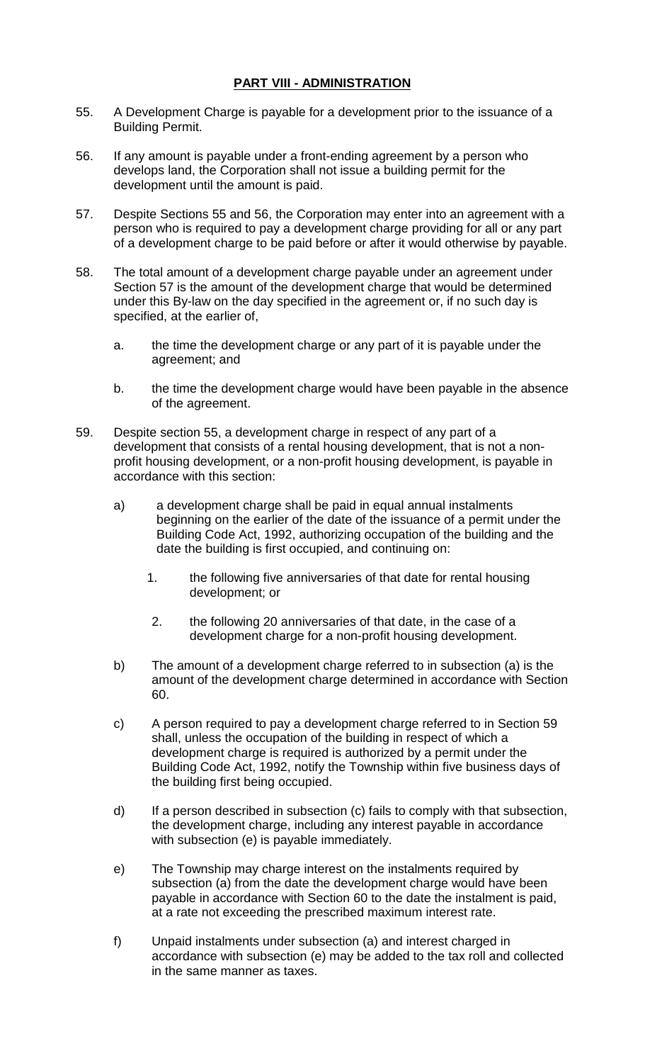## PART VIII - ADMINISTRATION

55. A Development Charge is payable for a development prior to the issuance of a Building Permit.

56. If any amount is payable under a front-ending agreement by a person who develops land, the Corporation shall not issue a building permit for the development until the amount is paid.

57. Despite Sections 55 and 56, the Corporation may enter into an agreement with a person who is required to pay a development charge providing for all or any part of a development charge to be paid before or after it would otherwise by payable.

58. The total amount of a development charge payable under an agreement under Section 57 is the amount of the development charge that would be determined under this By-law on the day specified in the agreement or, if no such day is specified, at the earlier of,

    a. the time the development charge or any part of it is payable under the agreement; and

    b. the time the development charge would have been payable in the absence of the agreement.

59. Despite section 55, a development charge in respect of any part of a development that consists of a rental housing development, that is not a non-profit housing development, or a non-profit housing development, is payable in accordance with this section:

    a) a development charge shall be paid in equal annual instalments beginning on the earlier of the date of the issuance of a permit under the Building Code Act, 1992, authorizing occupation of the building and the date the building is first occupied, and continuing on:

        1. the following five anniversaries of that date for rental housing development; or

        2. the following 20 anniversaries of that date, in the case of a development charge for a non-profit housing development.

    b) The amount of a development charge referred to in subsection (a) is the amount of the development charge determined in accordance with Section 60.

    c) A person required to pay a development charge referred to in Section 59 shall, unless the occupation of the building in respect of which a development charge is required is authorized by a permit under the Building Code Act, 1992, notify the Township within five business days of the building first being occupied.

    d) If a person described in subsection (c) fails to comply with that subsection, the development charge, including any interest payable in accordance with subsection (e) is payable immediately.

    e) The Township may charge interest on the instalments required by subsection (a) from the date the development charge would have been payable in accordance with Section 60 to the date the instalment is paid, at a rate not exceeding the prescribed maximum interest rate.

    f) Unpaid instalments under subsection (a) and interest charged in accordance with subsection (e) may be added to the tax roll and collected in the same manner as taxes.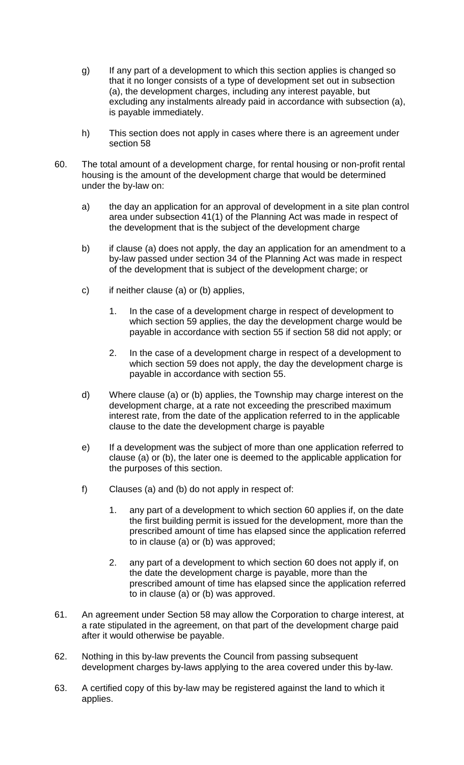g) If any part of a development to which this section applies is changed so that it no longer consists of a type of development set out in subsection (a), the development charges, including any interest payable, but excluding any instalments already paid in accordance with subsection (a), is payable immediately.

h) This section does not apply in cases where there is an agreement under section 58

60. The total amount of a development charge, for rental housing or non-profit rental housing is the amount of the development charge that would be determined under the by-law on:

    a) the day an application for an approval of development in a site plan control area under subsection 41(1) of the Planning Act was made in respect of the development that is the subject of the development charge

    b) if clause (a) does not apply, the day an application for an amendment to a by-law passed under section 34 of the Planning Act was made in respect of the development that is subject of the development charge; or

    c) if neither clause (a) or (b) applies,

        1. In the case of a development charge in respect of development to which section 59 applies, the day the development charge would be payable in accordance with section 55 if section 58 did not apply; or

        2. In the case of a development charge in respect of a development to which section 59 does not apply, the day the development charge is payable in accordance with section 55.

    d) Where clause (a) or (b) applies, the Township may charge interest on the development charge, at a rate not exceeding the prescribed maximum interest rate, from the date of the application referred to in the applicable clause to the date the development charge is payable

    e) If a development was the subject of more than one application referred to clause (a) or (b), the later one is deemed to the applicable application for the purposes of this section.

    f) Clauses (a) and (b) do not apply in respect of:

        1. any part of a development to which section 60 applies if, on the date the first building permit is issued for the development, more than the prescribed amount of time has elapsed since the application referred to in clause (a) or (b) was approved;

        2. any part of a development to which section 60 does not apply if, on the date the development charge is payable, more than the prescribed amount of time has elapsed since the application referred to in clause (a) or (b) was approved.

61. An agreement under Section 58 may allow the Corporation to charge interest, at a rate stipulated in the agreement, on that part of the development charge paid after it would otherwise be payable.

62. Nothing in this by-law prevents the Council from passing subsequent development charges by-laws applying to the area covered under this by-law.

63. A certified copy of this by-law may be registered against the land to which it applies.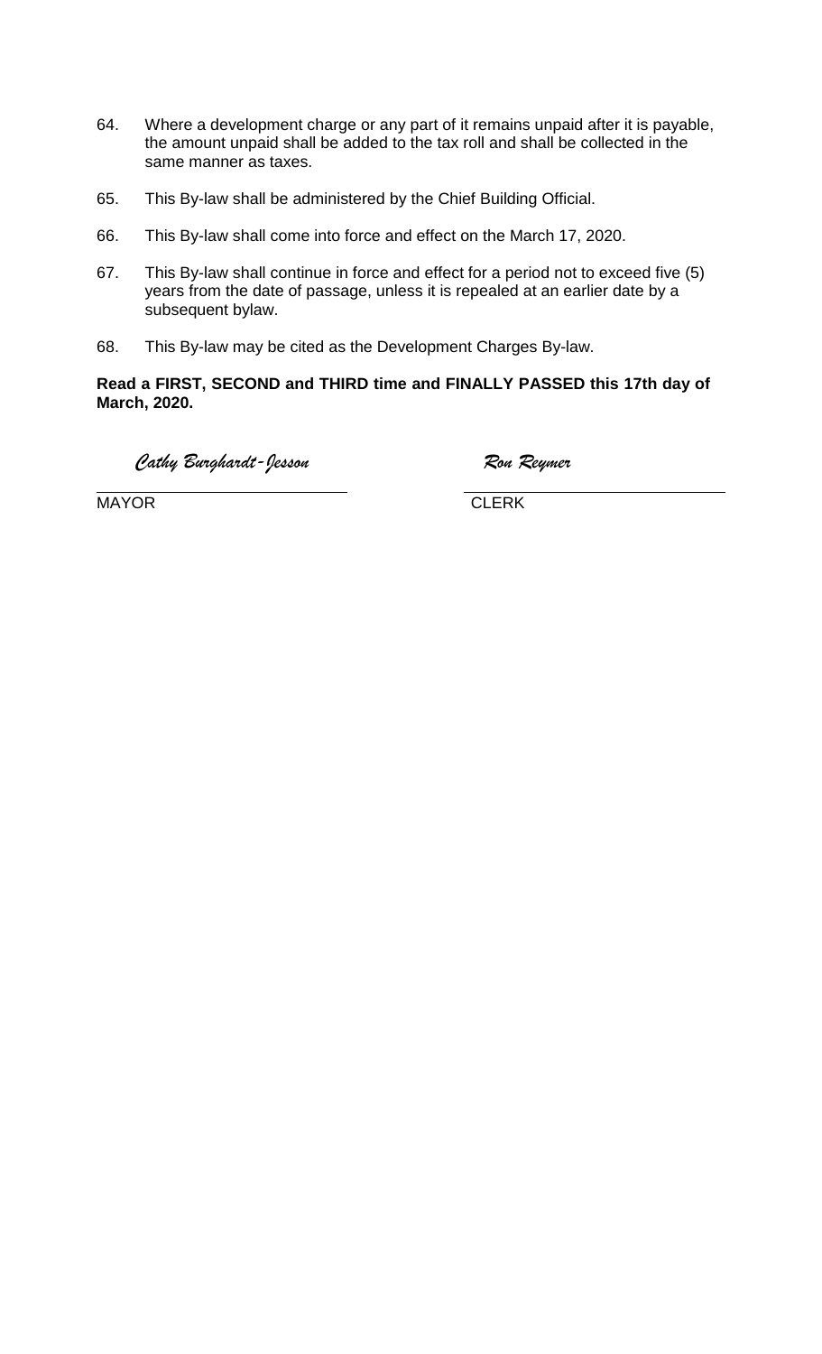64. Where a development charge or any part of it remains unpaid after it is payable, the amount unpaid shall be added to the tax roll and shall be collected in the same manner as taxes.

65. This By-law shall be administered by the Chief Building Official.

66. This By-law shall come into force and effect on the March 17, 2020.

67. This By-law shall continue in force and effect for a period not to exceed five (5) years from the date of passage, unless it is repealed at an earlier date by a subsequent bylaw.

68. This By-law may be cited as the Development Charges By-law.

**Read a FIRST, SECOND and THIRD time and FINALLY PASSED this 17th day of March, 2020.**

*Cathy Burghardt-Jesson*  
MAYOR

*Ron Reymer*  
CLERK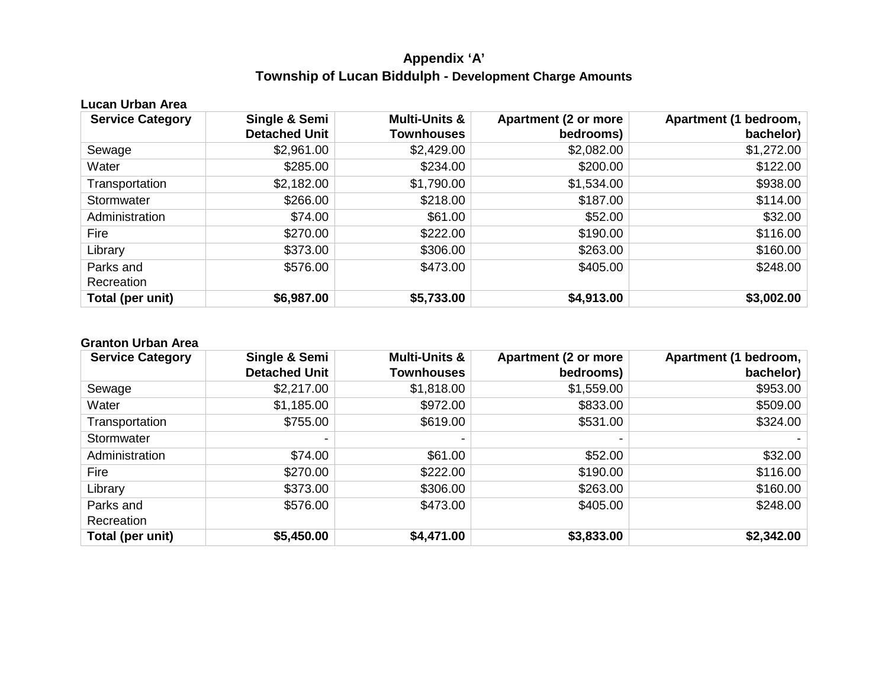# Appendix 'A'

## Township of Lucan Biddulph - Development Charge Amounts

**Lucan Urban Area**

| Service Category | Single & Semi Detached Unit | Multi-Units & Townhouses | Apartment (2 or more bedrooms) | Apartment (1 bedroom, bachelor) |
|---|---:|---:|---:|---:|
| Sewage | $2,961.00 | $2,429.00 | $2,082.00 | $1,272.00 |
| Water | $285.00 | $234.00 | $200.00 | $122.00 |
| Transportation | $2,182.00 | $1,790.00 | $1,534.00 | $938.00 |
| Stormwater | $266.00 | $218.00 | $187.00 | $114.00 |
| Administration | $74.00 | $61.00 | $52.00 | $32.00 |
| Fire | $270.00 | $222.00 | $190.00 | $116.00 |
| Library | $373.00 | $306.00 | $263.00 | $160.00 |
| Parks and Recreation | $576.00 | $473.00 | $405.00 | $248.00 |
| **Total (per unit)** | **$6,987.00** | **$5,733.00** | **$4,913.00** | **$3,002.00** |

**Granton Urban Area**

| Service Category | Single & Semi Detached Unit | Multi-Units & Townhouses | Apartment (2 or more bedrooms) | Apartment (1 bedroom, bachelor) |
|---|---:|---:|---:|---:|
| Sewage | $2,217.00 | $1,818.00 | $1,559.00 | $953.00 |
| Water | $1,185.00 | $972.00 | $833.00 | $509.00 |
| Transportation | $755.00 | $619.00 | $531.00 | $324.00 |
| Stormwater | - | - | - | - |
| Administration | $74.00 | $61.00 | $52.00 | $32.00 |
| Fire | $270.00 | $222.00 | $190.00 | $116.00 |
| Library | $373.00 | $306.00 | $263.00 | $160.00 |
| Parks and Recreation | $576.00 | $473.00 | $405.00 | $248.00 |
| **Total (per unit)** | **$5,450.00** | **$4,471.00** | **$3,833.00** | **$2,342.00** |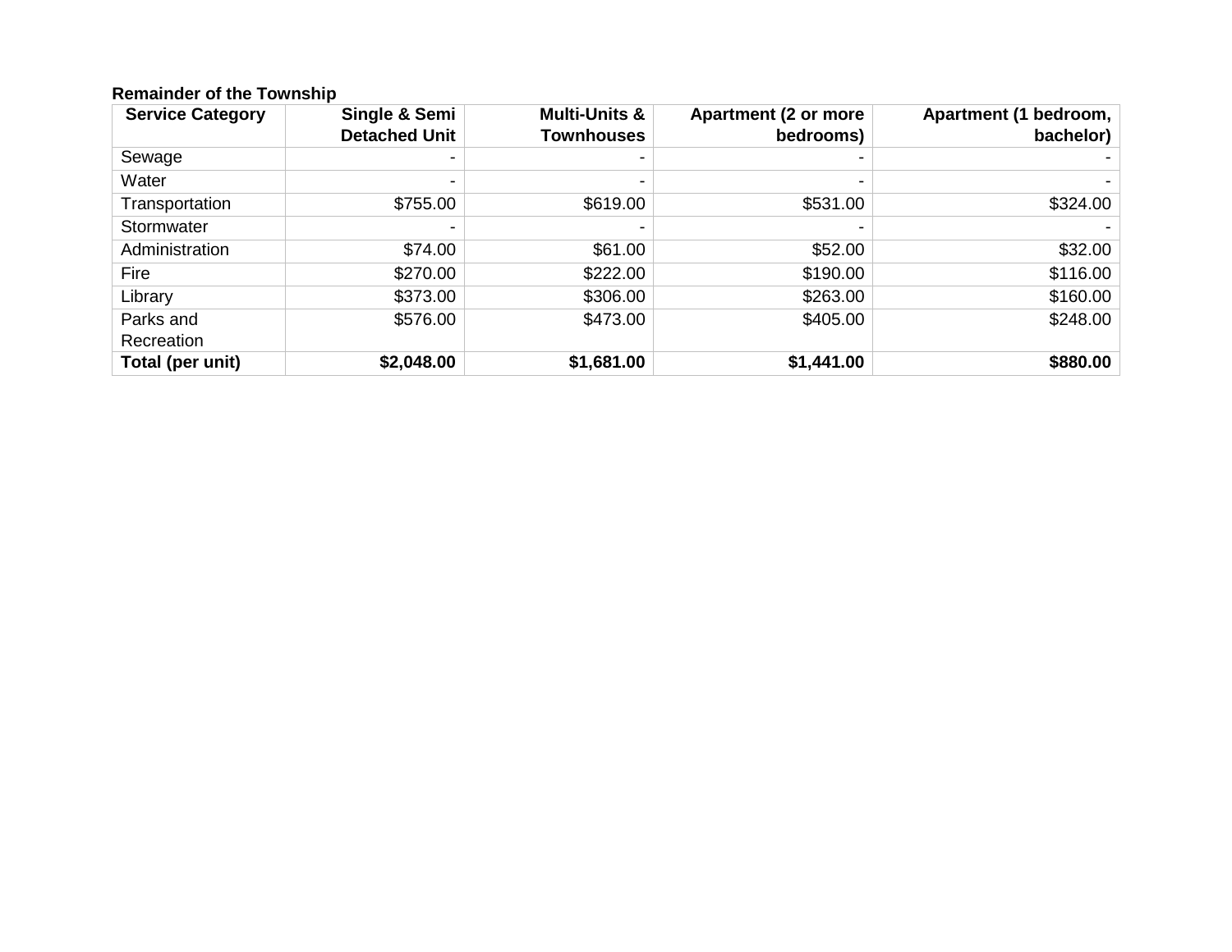**Remainder of the Township**

| Service Category | Single & Semi Detached Unit | Multi-Units & Townhouses | Apartment (2 or more bedrooms) | Apartment (1 bedroom, bachelor) |
|---|---|---|---|---|
| Sewage | - | - | - | - |
| Water | - | - | - | - |
| Transportation | $755.00 | $619.00 | $531.00 | $324.00 |
| Stormwater | - | - | - | - |
| Administration | $74.00 | $61.00 | $52.00 | $32.00 |
| Fire | $270.00 | $222.00 | $190.00 | $116.00 |
| Library | $373.00 | $306.00 | $263.00 | $160.00 |
| Parks and Recreation | $576.00 | $473.00 | $405.00 | $248.00 |
| **Total (per unit)** | **$2,048.00** | **$1,681.00** | **$1,441.00** | **$880.00** |